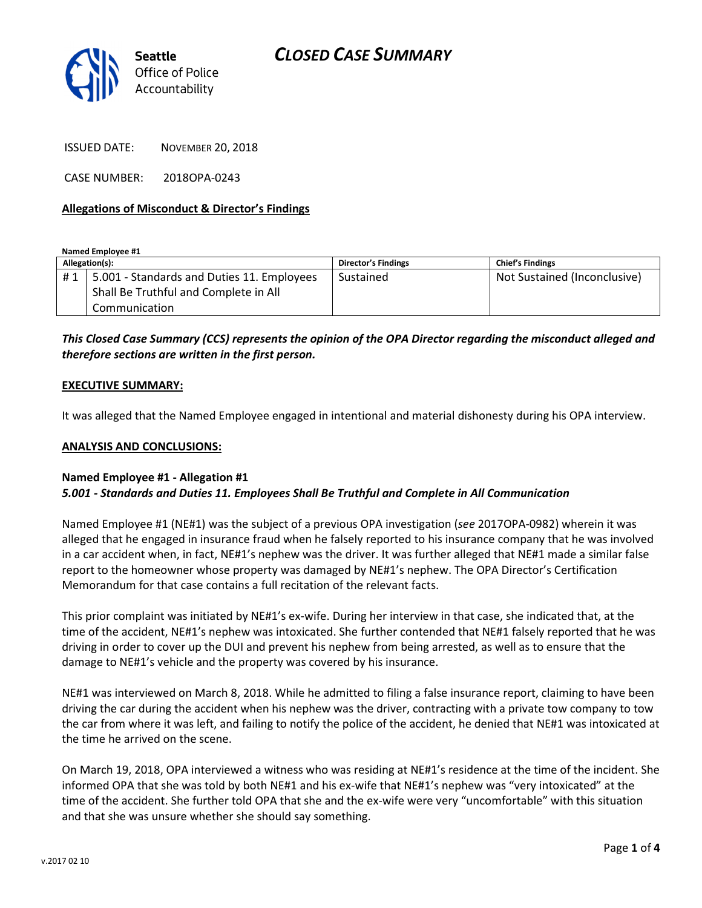# CLOSED CASE SUMMARY

Seattle Office of Police Accountability

ISSUED DATE: NOVEMBER 20, 2018

CASE NUMBER: 2018OPA-0243

**Allegations of Misconduct & Director's Findings**

**Named Employee #1**

| Allegation(s): | | Director's Findings | Chief's Findings |
|---|---|---|---|
| # 1 | 5.001 - Standards and Duties 11. Employees Shall Be Truthful and Complete in All Communication | Sustained | Not Sustained (Inconclusive) |

***This Closed Case Summary (CCS) represents the opinion of the OPA Director regarding the misconduct alleged and therefore sections are written in the first person.***

**EXECUTIVE SUMMARY:**

It was alleged that the Named Employee engaged in intentional and material dishonesty during his OPA interview.

**ANALYSIS AND CONCLUSIONS:**

**Named Employee #1 - Allegation #1**
***5.001 - Standards and Duties 11. Employees Shall Be Truthful and Complete in All Communication***

Named Employee #1 (NE#1) was the subject of a previous OPA investigation (*see* 2017OPA-0982) wherein it was alleged that he engaged in insurance fraud when he falsely reported to his insurance company that he was involved in a car accident when, in fact, NE#1's nephew was the driver. It was further alleged that NE#1 made a similar false report to the homeowner whose property was damaged by NE#1's nephew. The OPA Director's Certification Memorandum for that case contains a full recitation of the relevant facts.

This prior complaint was initiated by NE#1's ex-wife. During her interview in that case, she indicated that, at the time of the accident, NE#1's nephew was intoxicated. She further contended that NE#1 falsely reported that he was driving in order to cover up the DUI and prevent his nephew from being arrested, as well as to ensure that the damage to NE#1's vehicle and the property was covered by his insurance.

NE#1 was interviewed on March 8, 2018. While he admitted to filing a false insurance report, claiming to have been driving the car during the accident when his nephew was the driver, contracting with a private tow company to tow the car from where it was left, and failing to notify the police of the accident, he denied that NE#1 was intoxicated at the time he arrived on the scene.

On March 19, 2018, OPA interviewed a witness who was residing at NE#1's residence at the time of the incident. She informed OPA that she was told by both NE#1 and his ex-wife that NE#1's nephew was "very intoxicated" at the time of the accident. She further told OPA that she and the ex-wife were very "uncomfortable" with this situation and that she was unsure whether she should say something.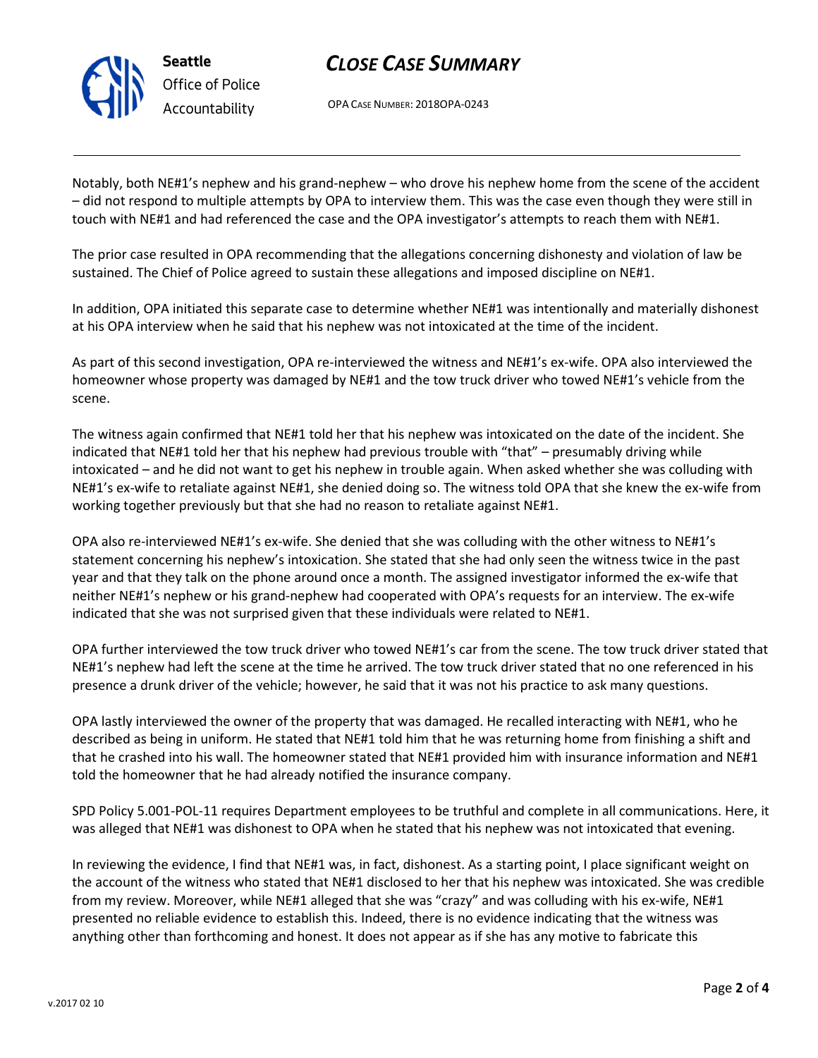Notably, both NE#1's nephew and his grand-nephew – who drove his nephew home from the scene of the accident – did not respond to multiple attempts by OPA to interview them. This was the case even though they were still in touch with NE#1 and had referenced the case and the OPA investigator's attempts to reach them with NE#1.

The prior case resulted in OPA recommending that the allegations concerning dishonesty and violation of law be sustained. The Chief of Police agreed to sustain these allegations and imposed discipline on NE#1.

In addition, OPA initiated this separate case to determine whether NE#1 was intentionally and materially dishonest at his OPA interview when he said that his nephew was not intoxicated at the time of the incident.

As part of this second investigation, OPA re-interviewed the witness and NE#1's ex-wife. OPA also interviewed the homeowner whose property was damaged by NE#1 and the tow truck driver who towed NE#1's vehicle from the scene.

The witness again confirmed that NE#1 told her that his nephew was intoxicated on the date of the incident. She indicated that NE#1 told her that his nephew had previous trouble with "that" – presumably driving while intoxicated – and he did not want to get his nephew in trouble again. When asked whether she was colluding with NE#1's ex-wife to retaliate against NE#1, she denied doing so. The witness told OPA that she knew the ex-wife from working together previously but that she had no reason to retaliate against NE#1.

OPA also re-interviewed NE#1's ex-wife. She denied that she was colluding with the other witness to NE#1's statement concerning his nephew's intoxication. She stated that she had only seen the witness twice in the past year and that they talk on the phone around once a month. The assigned investigator informed the ex-wife that neither NE#1's nephew or his grand-nephew had cooperated with OPA's requests for an interview. The ex-wife indicated that she was not surprised given that these individuals were related to NE#1.

OPA further interviewed the tow truck driver who towed NE#1's car from the scene. The tow truck driver stated that NE#1's nephew had left the scene at the time he arrived. The tow truck driver stated that no one referenced in his presence a drunk driver of the vehicle; however, he said that it was not his practice to ask many questions.

OPA lastly interviewed the owner of the property that was damaged. He recalled interacting with NE#1, who he described as being in uniform. He stated that NE#1 told him that he was returning home from finishing a shift and that he crashed into his wall. The homeowner stated that NE#1 provided him with insurance information and NE#1 told the homeowner that he had already notified the insurance company.

SPD Policy 5.001-POL-11 requires Department employees to be truthful and complete in all communications. Here, it was alleged that NE#1 was dishonest to OPA when he stated that his nephew was not intoxicated that evening.

In reviewing the evidence, I find that NE#1 was, in fact, dishonest. As a starting point, I place significant weight on the account of the witness who stated that NE#1 disclosed to her that his nephew was intoxicated. She was credible from my review. Moreover, while NE#1 alleged that she was "crazy" and was colluding with his ex-wife, NE#1 presented no reliable evidence to establish this. Indeed, there is no evidence indicating that the witness was anything other than forthcoming and honest. It does not appear as if she has any motive to fabricate this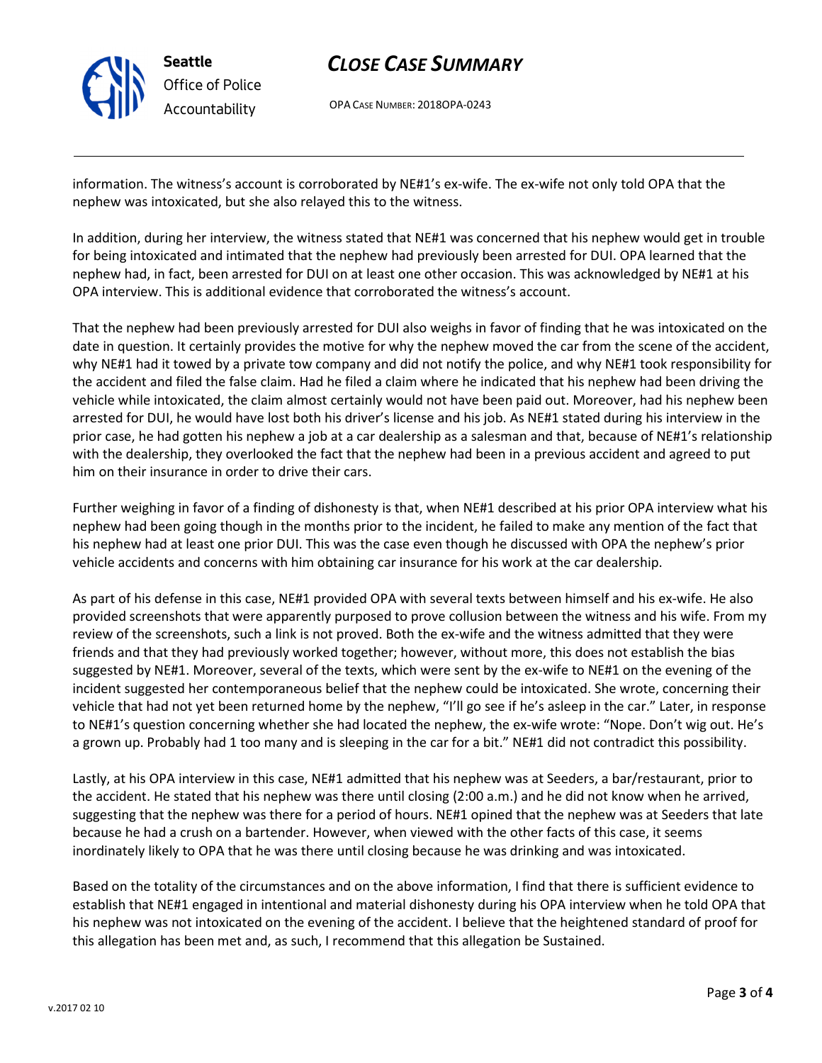information. The witness's account is corroborated by NE#1's ex-wife. The ex-wife not only told OPA that the nephew was intoxicated, but she also relayed this to the witness.

In addition, during her interview, the witness stated that NE#1 was concerned that his nephew would get in trouble for being intoxicated and intimated that the nephew had previously been arrested for DUI. OPA learned that the nephew had, in fact, been arrested for DUI on at least one other occasion. This was acknowledged by NE#1 at his OPA interview. This is additional evidence that corroborated the witness's account.

That the nephew had been previously arrested for DUI also weighs in favor of finding that he was intoxicated on the date in question. It certainly provides the motive for why the nephew moved the car from the scene of the accident, why NE#1 had it towed by a private tow company and did not notify the police, and why NE#1 took responsibility for the accident and filed the false claim. Had he filed a claim where he indicated that his nephew had been driving the vehicle while intoxicated, the claim almost certainly would not have been paid out. Moreover, had his nephew been arrested for DUI, he would have lost both his driver's license and his job. As NE#1 stated during his interview in the prior case, he had gotten his nephew a job at a car dealership as a salesman and that, because of NE#1's relationship with the dealership, they overlooked the fact that the nephew had been in a previous accident and agreed to put him on their insurance in order to drive their cars.

Further weighing in favor of a finding of dishonesty is that, when NE#1 described at his prior OPA interview what his nephew had been going though in the months prior to the incident, he failed to make any mention of the fact that his nephew had at least one prior DUI. This was the case even though he discussed with OPA the nephew's prior vehicle accidents and concerns with him obtaining car insurance for his work at the car dealership.

As part of his defense in this case, NE#1 provided OPA with several texts between himself and his ex-wife. He also provided screenshots that were apparently purposed to prove collusion between the witness and his wife. From my review of the screenshots, such a link is not proved. Both the ex-wife and the witness admitted that they were friends and that they had previously worked together; however, without more, this does not establish the bias suggested by NE#1. Moreover, several of the texts, which were sent by the ex-wife to NE#1 on the evening of the incident suggested her contemporaneous belief that the nephew could be intoxicated. She wrote, concerning their vehicle that had not yet been returned home by the nephew, "I'll go see if he's asleep in the car." Later, in response to NE#1's question concerning whether she had located the nephew, the ex-wife wrote: "Nope. Don't wig out. He's a grown up. Probably had 1 too many and is sleeping in the car for a bit." NE#1 did not contradict this possibility.

Lastly, at his OPA interview in this case, NE#1 admitted that his nephew was at Seeders, a bar/restaurant, prior to the accident. He stated that his nephew was there until closing (2:00 a.m.) and he did not know when he arrived, suggesting that the nephew was there for a period of hours. NE#1 opined that the nephew was at Seeders that late because he had a crush on a bartender. However, when viewed with the other facts of this case, it seems inordinately likely to OPA that he was there until closing because he was drinking and was intoxicated.

Based on the totality of the circumstances and on the above information, I find that there is sufficient evidence to establish that NE#1 engaged in intentional and material dishonesty during his OPA interview when he told OPA that his nephew was not intoxicated on the evening of the accident. I believe that the heightened standard of proof for this allegation has been met and, as such, I recommend that this allegation be Sustained.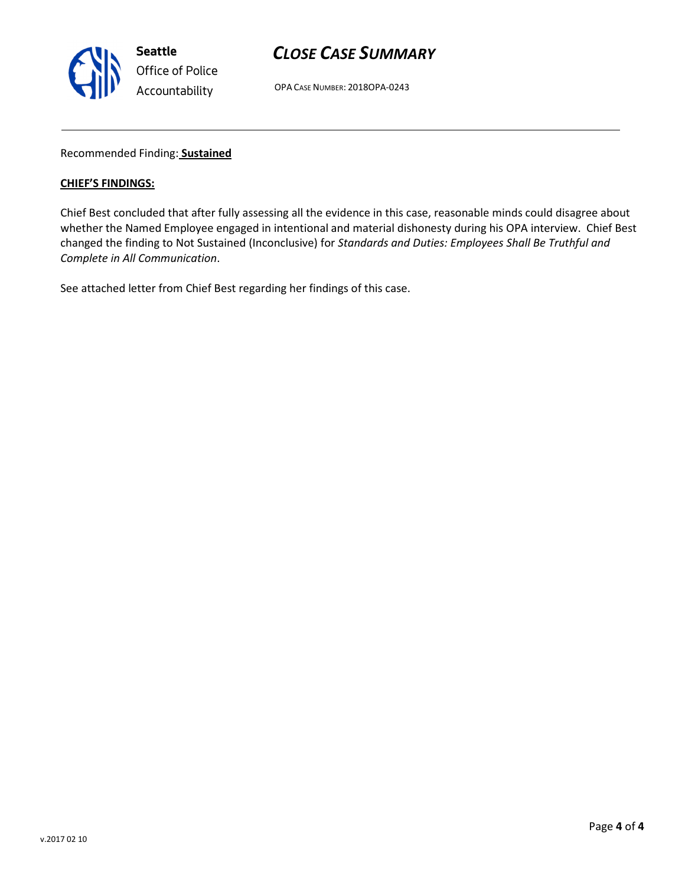Recommended Finding: **Sustained**

**CHIEF'S FINDINGS:**

Chief Best concluded that after fully assessing all the evidence in this case, reasonable minds could disagree about whether the Named Employee engaged in intentional and material dishonesty during his OPA interview. Chief Best changed the finding to Not Sustained (Inconclusive) for *Standards and Duties: Employees Shall Be Truthful and Complete in All Communication*.

See attached letter from Chief Best regarding her findings of this case.